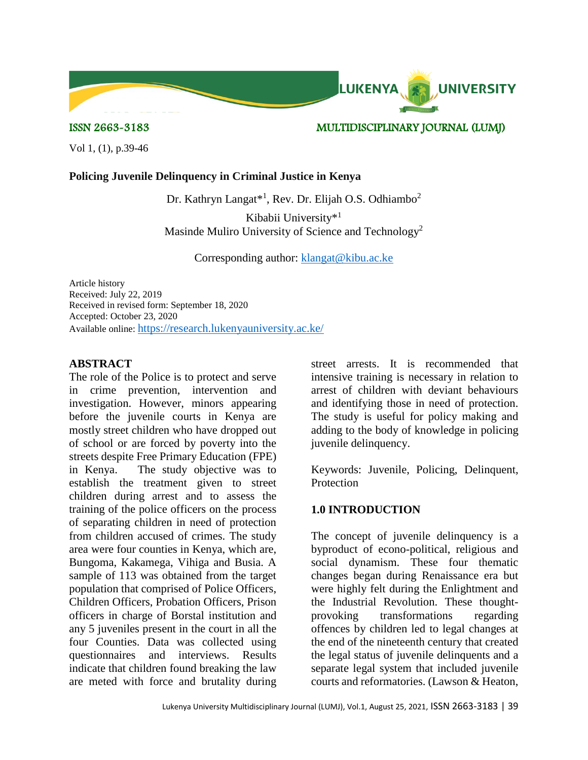ISSN 2663-3183 MULTIDISCIPLINARY JOURNAL (LUMJ)

# Policing Juvenile Delinquency in Criminal Justice in Kenya

Dr. Kathryn Langat*[1], Rev. Dr. Elijah O.S. Odhiambo[2]

Kibabii University*[1]
Masinde Muliro University of Science and Technology[2]

Corresponding author: klangat@kibu.ac.ke

Article history
Received: July 22, 2019
Received in revised form: September 18, 2020
Accepted: October 23, 2020
Available online: https://research.lukenyauniversity.ac.ke/

## ABSTRACT

The role of the Police is to protect and serve in crime prevention, intervention and investigation. However, minors appearing before the juvenile courts in Kenya are mostly street children who have dropped out of school or are forced by poverty into the streets despite Free Primary Education (FPE) in Kenya. The study objective was to establish the treatment given to street children during arrest and to assess the training of the police officers on the process of separating children in need of protection from children accused of crimes. The study area were four counties in Kenya, which are, Bungoma, Kakamega, Vihiga and Busia. A sample of 113 was obtained from the target population that comprised of Police Officers, Children Officers, Probation Officers, Prison officers in charge of Borstal institution and any 5 juveniles present in the court in all the four Counties. Data was collected using questionnaires and interviews. Results indicate that children found breaking the law are meted with force and brutality during street arrests. It is recommended that intensive training is necessary in relation to arrest of children with deviant behaviours and identifying those in need of protection. The study is useful for policy making and adding to the body of knowledge in policing juvenile delinquency.

Keywords: Juvenile, Policing, Delinquent, Protection

## 1.0 INTRODUCTION

The concept of juvenile delinquency is a byproduct of econo-political, religious and social dynamism. These four thematic changes began during Renaissance era but were highly felt during the Enlightment and the Industrial Revolution. These thought-provoking transformations regarding offences by children led to legal changes at the end of the nineteenth century that created the legal status of juvenile delinquents and a separate legal system that included juvenile courts and reformatories. (Lawson & Heaton,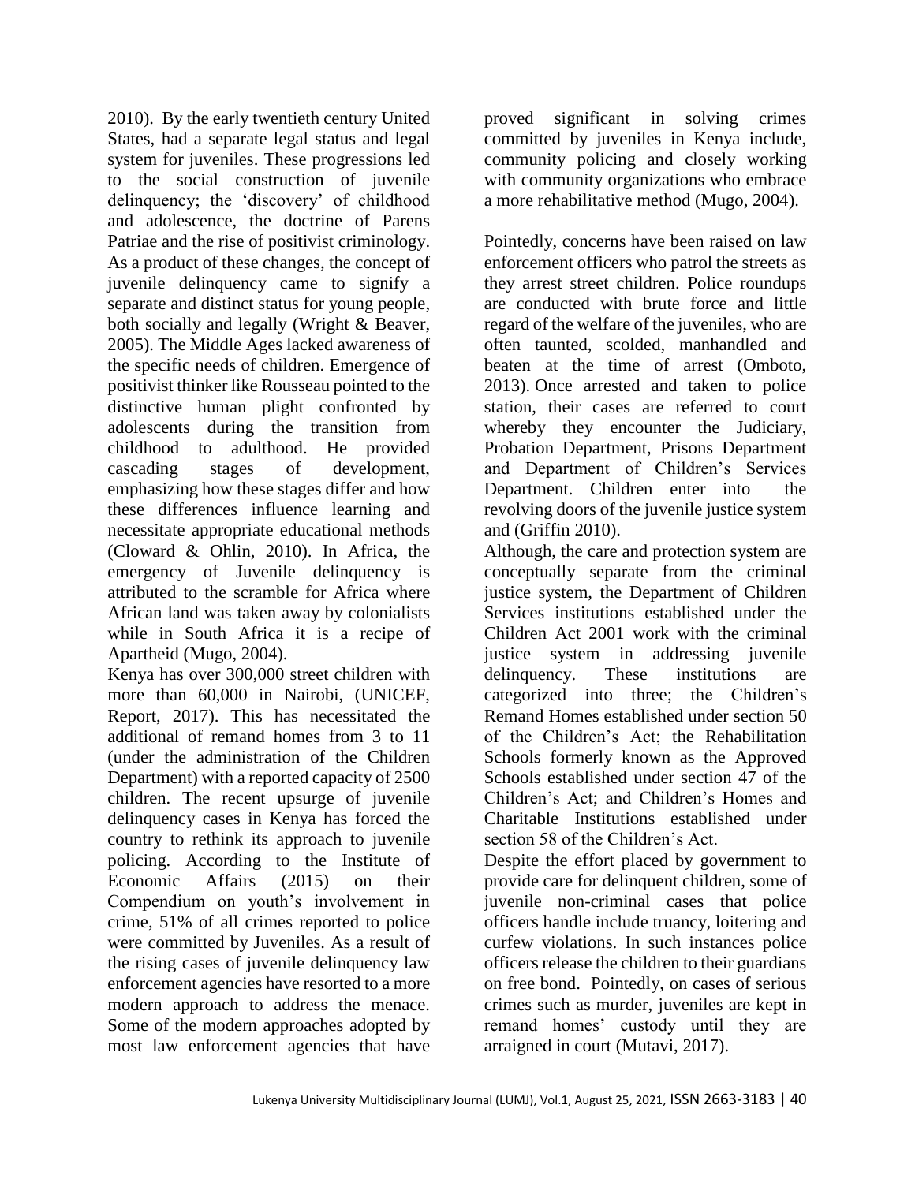2010). By the early twentieth century United States, had a separate legal status and legal system for juveniles. These progressions led to the social construction of juvenile delinquency; the 'discovery' of childhood and adolescence, the doctrine of Parens Patriae and the rise of positivist criminology. As a product of these changes, the concept of juvenile delinquency came to signify a separate and distinct status for young people, both socially and legally (Wright & Beaver, 2005). The Middle Ages lacked awareness of the specific needs of children. Emergence of positivist thinker like Rousseau pointed to the distinctive human plight confronted by adolescents during the transition from childhood to adulthood. He provided cascading stages of development, emphasizing how these stages differ and how these differences influence learning and necessitate appropriate educational methods (Cloward & Ohlin, 2010). In Africa, the emergency of Juvenile delinquency is attributed to the scramble for Africa where African land was taken away by colonialists while in South Africa it is a recipe of Apartheid (Mugo, 2004).

Kenya has over 300,000 street children with more than 60,000 in Nairobi, (UNICEF, Report, 2017). This has necessitated the additional of remand homes from 3 to 11 (under the administration of the Children Department) with a reported capacity of 2500 children. The recent upsurge of juvenile delinquency cases in Kenya has forced the country to rethink its approach to juvenile policing. According to the Institute of Economic Affairs (2015) on their Compendium on youth's involvement in crime, 51% of all crimes reported to police were committed by Juveniles. As a result of the rising cases of juvenile delinquency law enforcement agencies have resorted to a more modern approach to address the menace. Some of the modern approaches adopted by most law enforcement agencies that have proved significant in solving crimes committed by juveniles in Kenya include, community policing and closely working with community organizations who embrace a more rehabilitative method (Mugo, 2004).

Pointedly, concerns have been raised on law enforcement officers who patrol the streets as they arrest street children. Police roundups are conducted with brute force and little regard of the welfare of the juveniles, who are often taunted, scolded, manhandled and beaten at the time of arrest (Omboto, 2013). Once arrested and taken to police station, their cases are referred to court whereby they encounter the Judiciary, Probation Department, Prisons Department and Department of Children's Services Department. Children enter into the revolving doors of the juvenile justice system and (Griffin 2010).

Although, the care and protection system are conceptually separate from the criminal justice system, the Department of Children Services institutions established under the Children Act 2001 work with the criminal justice system in addressing juvenile delinquency. These institutions are categorized into three; the Children's Remand Homes established under section 50 of the Children's Act; the Rehabilitation Schools formerly known as the Approved Schools established under section 47 of the Children's Act; and Children's Homes and Charitable Institutions established under section 58 of the Children's Act.

Despite the effort placed by government to provide care for delinquent children, some of juvenile non-criminal cases that police officers handle include truancy, loitering and curfew violations. In such instances police officers release the children to their guardians on free bond. Pointedly, on cases of serious crimes such as murder, juveniles are kept in remand homes' custody until they are arraigned in court (Mutavi, 2017).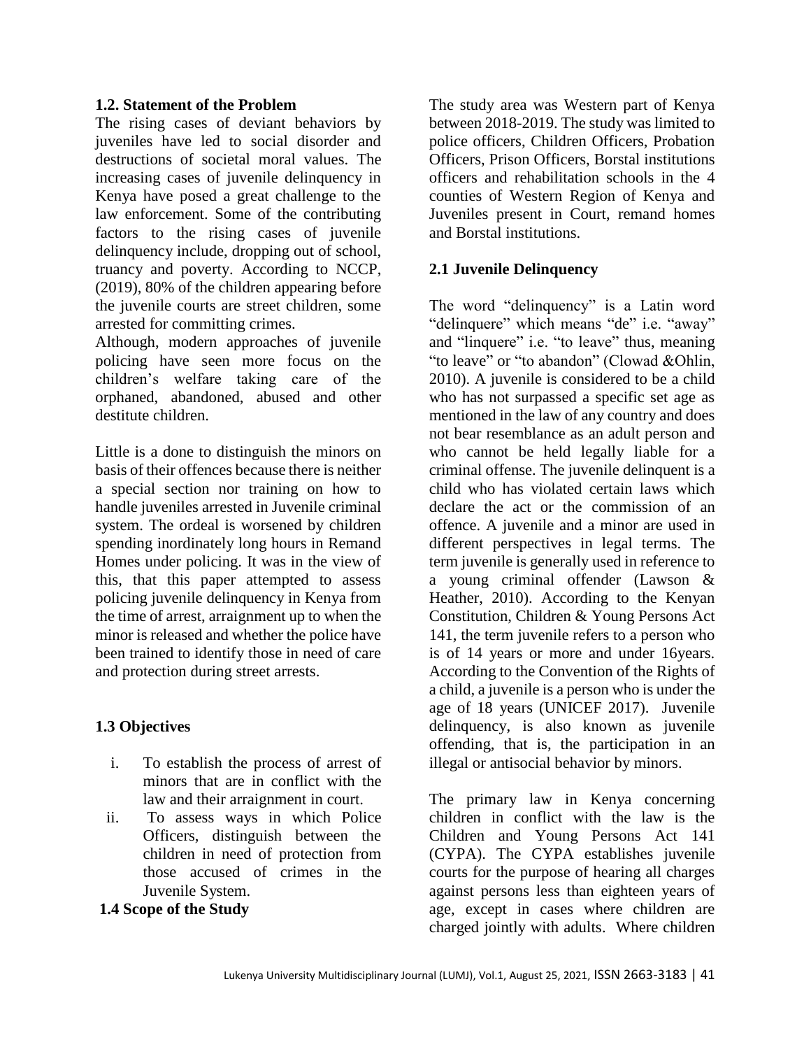### 1.2. Statement of the Problem

The rising cases of deviant behaviors by juveniles have led to social disorder and destructions of societal moral values. The increasing cases of juvenile delinquency in Kenya have posed a great challenge to the law enforcement. Some of the contributing factors to the rising cases of juvenile delinquency include, dropping out of school, truancy and poverty. According to NCCP, (2019), 80% of the children appearing before the juvenile courts are street children, some arrested for committing crimes.

Although, modern approaches of juvenile policing have seen more focus on the children's welfare taking care of the orphaned, abandoned, abused and other destitute children.

Little is a done to distinguish the minors on basis of their offences because there is neither a special section nor training on how to handle juveniles arrested in Juvenile criminal system. The ordeal is worsened by children spending inordinately long hours in Remand Homes under policing. It was in the view of this, that this paper attempted to assess policing juvenile delinquency in Kenya from the time of arrest, arraignment up to when the minor is released and whether the police have been trained to identify those in need of care and protection during street arrests.

### 1.3 Objectives

i. To establish the process of arrest of minors that are in conflict with the law and their arraignment in court.
ii. To assess ways in which Police Officers, distinguish between the children in need of protection from those accused of crimes in the Juvenile System.

### 1.4 Scope of the Study

The study area was Western part of Kenya between 2018-2019. The study was limited to police officers, Children Officers, Probation Officers, Prison Officers, Borstal institutions officers and rehabilitation schools in the 4 counties of Western Region of Kenya and Juveniles present in Court, remand homes and Borstal institutions.

### 2.1 Juvenile Delinquency

The word "delinquency" is a Latin word "delinquere" which means "de" i.e. "away" and "linquere" i.e. "to leave" thus, meaning "to leave" or "to abandon" (Clowad &Ohlin, 2010). A juvenile is considered to be a child who has not surpassed a specific set age as mentioned in the law of any country and does not bear resemblance as an adult person and who cannot be held legally liable for a criminal offense. The juvenile delinquent is a child who has violated certain laws which declare the act or the commission of an offence. A juvenile and a minor are used in different perspectives in legal terms. The term juvenile is generally used in reference to a young criminal offender (Lawson & Heather, 2010). According to the Kenyan Constitution, Children & Young Persons Act 141, the term juvenile refers to a person who is of 14 years or more and under 16years. According to the Convention of the Rights of a child, a juvenile is a person who is under the age of 18 years (UNICEF 2017). Juvenile delinquency, is also known as juvenile offending, that is, the participation in an illegal or antisocial behavior by minors.

The primary law in Kenya concerning children in conflict with the law is the Children and Young Persons Act 141 (CYPA). The CYPA establishes juvenile courts for the purpose of hearing all charges against persons less than eighteen years of age, except in cases where children are charged jointly with adults. Where children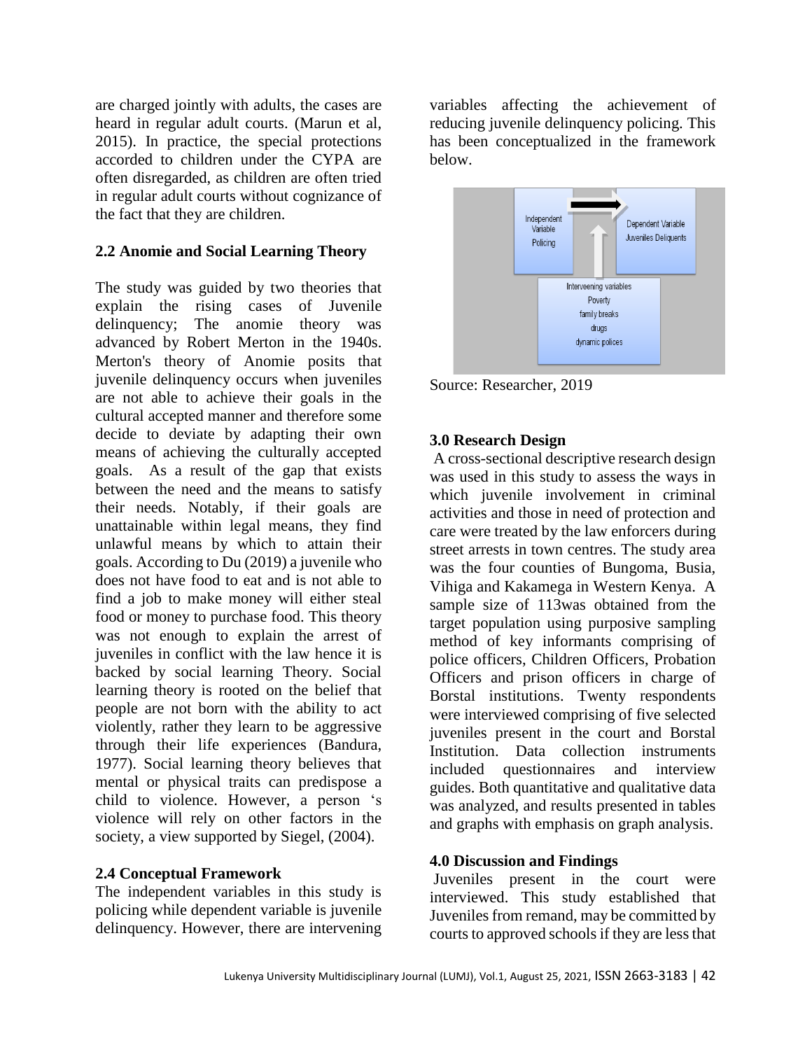are charged jointly with adults, the cases are heard in regular adult courts. (Marun et al, 2015). In practice, the special protections accorded to children under the CYPA are often disregarded, as children are often tried in regular adult courts without cognizance of the fact that they are children.

### 2.2 Anomie and Social Learning Theory

The study was guided by two theories that explain the rising cases of Juvenile delinquency; The anomie theory was advanced by Robert Merton in the 1940s. Merton's theory of Anomie posits that juvenile delinquency occurs when juveniles are not able to achieve their goals in the cultural accepted manner and therefore some decide to deviate by adapting their own means of achieving the culturally accepted goals. As a result of the gap that exists between the need and the means to satisfy their needs. Notably, if their goals are unattainable within legal means, they find unlawful means by which to attain their goals. According to Du (2019) a juvenile who does not have food to eat and is not able to find a job to make money will either steal food or money to purchase food. This theory was not enough to explain the arrest of juveniles in conflict with the law hence it is backed by social learning Theory. Social learning theory is rooted on the belief that people are not born with the ability to act violently, rather they learn to be aggressive through their life experiences (Bandura, 1977). Social learning theory believes that mental or physical traits can predispose a child to violence. However, a person 's violence will rely on other factors in the society, a view supported by Siegel, (2004).

### 2.4 Conceptual Framework

The independent variables in this study is policing while dependent variable is juvenile delinquency. However, there are intervening variables affecting the achievement of reducing juvenile delinquency policing. This has been conceptualized in the framework below.

Independent Variable Policing → Dependent Variable Juveniles Deliquents

Intervening variables: Poverty, family breaks, drugs, dynamic polices

Source: Researcher, 2019

### 3.0 Research Design

A cross-sectional descriptive research design was used in this study to assess the ways in which juvenile involvement in criminal activities and those in need of protection and care were treated by the law enforcers during street arrests in town centres. The study area was the four counties of Bungoma, Busia, Vihiga and Kakamega in Western Kenya. A sample size of 113was obtained from the target population using purposive sampling method of key informants comprising of police officers, Children Officers, Probation Officers and prison officers in charge of Borstal institutions. Twenty respondents were interviewed comprising of five selected juveniles present in the court and Borstal Institution. Data collection instruments included questionnaires and interview guides. Both quantitative and qualitative data was analyzed, and results presented in tables and graphs with emphasis on graph analysis.

### 4.0 Discussion and Findings

Juveniles present in the court were interviewed. This study established that Juveniles from remand, may be committed by courts to approved schools if they are less that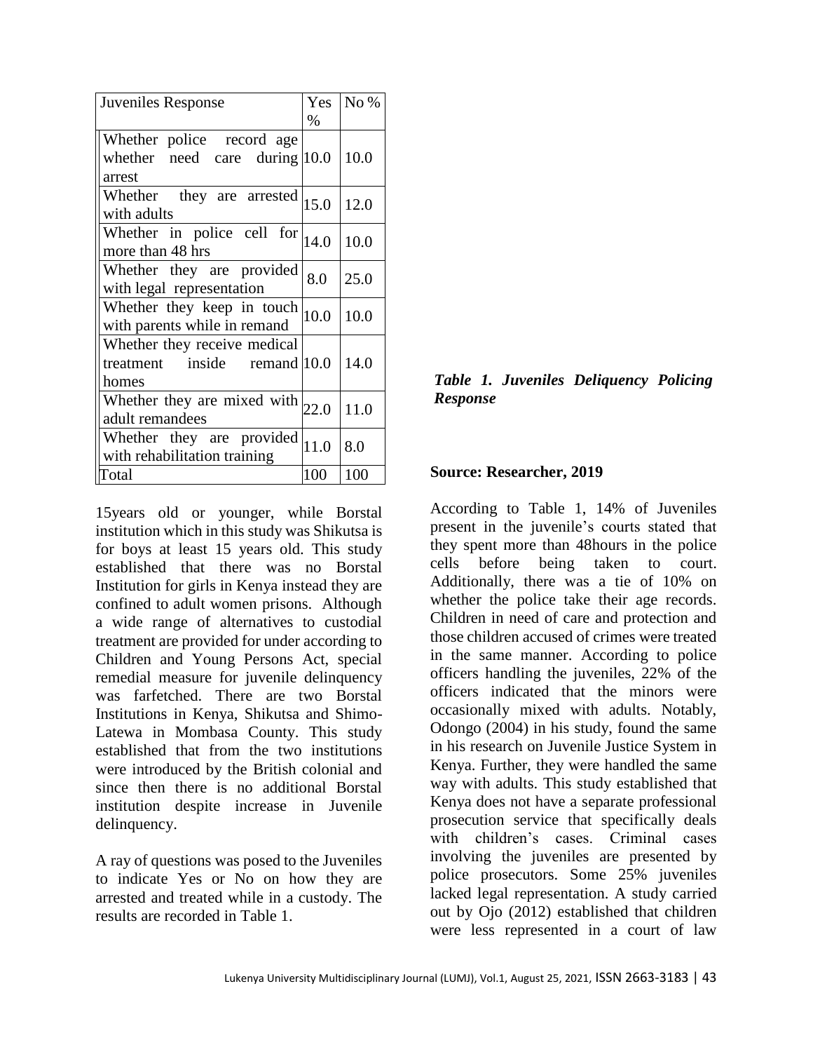| Juveniles Response | Yes % | No % |
|---|---|---|
| Whether police record age whether need care during arrest | 10.0 | 10.0 |
| Whether they are arrested with adults | 15.0 | 12.0 |
| Whether in police cell for more than 48 hrs | 14.0 | 10.0 |
| Whether they are provided with legal representation | 8.0 | 25.0 |
| Whether they keep in touch with parents while in remand | 10.0 | 10.0 |
| Whether they receive medical treatment inside remand homes | 10.0 | 14.0 |
| Whether they are mixed with adult remandees | 22.0 | 11.0 |
| Whether they are provided with rehabilitation training | 11.0 | 8.0 |
| Total | 100 | 100 |

15years old or younger, while Borstal institution which in this study was Shikutsa is for boys at least 15 years old. This study established that there was no Borstal Institution for girls in Kenya instead they are confined to adult women prisons. Although a wide range of alternatives to custodial treatment are provided for under according to Children and Young Persons Act, special remedial measure for juvenile delinquency was farfetched. There are two Borstal Institutions in Kenya, Shikutsa and Shimo-Latewa in Mombasa County. This study established that from the two institutions were introduced by the British colonial and since then there is no additional Borstal institution despite increase in Juvenile delinquency.

A ray of questions was posed to the Juveniles to indicate Yes or No on how they are arrested and treated while in a custody. The results are recorded in Table 1.

***Table 1. Juveniles Deliquency Policing Response***

**Source: Researcher, 2019**

According to Table 1, 14% of Juveniles present in the juvenile's courts stated that they spent more than 48hours in the police cells before being taken to court. Additionally, there was a tie of 10% on whether the police take their age records. Children in need of care and protection and those children accused of crimes were treated in the same manner. According to police officers handling the juveniles, 22% of the officers indicated that the minors were occasionally mixed with adults. Notably, Odongo (2004) in his study, found the same in his research on Juvenile Justice System in Kenya. Further, they were handled the same way with adults. This study established that Kenya does not have a separate professional prosecution service that specifically deals with children's cases. Criminal cases involving the juveniles are presented by police prosecutors. Some 25% juveniles lacked legal representation. A study carried out by Ojo (2012) established that children were less represented in a court of law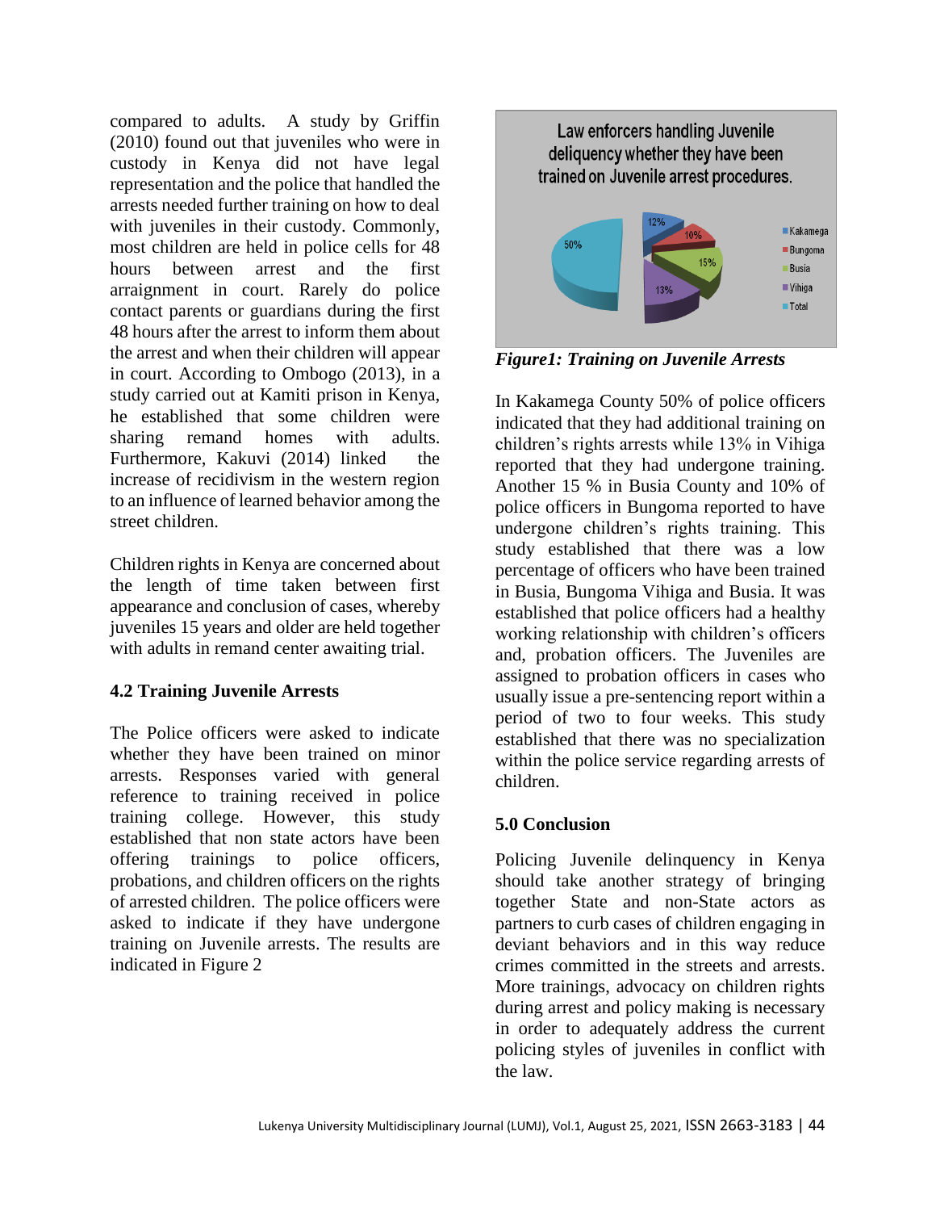compared to adults. A study by Griffin (2010) found out that juveniles who were in custody in Kenya did not have legal representation and the police that handled the arrests needed further training on how to deal with juveniles in their custody. Commonly, most children are held in police cells for 48 hours between arrest and the first arraignment in court. Rarely do police contact parents or guardians during the first 48 hours after the arrest to inform them about the arrest and when their children will appear in court. According to Ombogo (2013), in a study carried out at Kamiti prison in Kenya, he established that some children were sharing remand homes with adults. Furthermore, Kakuvi (2014) linked the increase of recidivism in the western region to an influence of learned behavior among the street children.

Children rights in Kenya are concerned about the length of time taken between first appearance and conclusion of cases, whereby juveniles 15 years and older are held together with adults in remand center awaiting trial.

### 4.2 Training Juvenile Arrests

The Police officers were asked to indicate whether they have been trained on minor arrests. Responses varied with general reference to training received in police training college. However, this study established that non state actors have been offering trainings to police officers, probations, and children officers on the rights of arrested children. The police officers were asked to indicate if they have undergone training on Juvenile arrests. The results are indicated in Figure 2

Law enforcers handling Juvenile deliquency whether they have been trained on Juvenile arrest procedures.

Kakamega 12%, Bungoma 10%, Busia 15%, Vihiga 13%, Total 50%

*Figure1: Training on Juvenile Arrests*

In Kakamega County 50% of police officers indicated that they had additional training on children's rights arrests while 13% in Vihiga reported that they had undergone training. Another 15 % in Busia County and 10% of police officers in Bungoma reported to have undergone children's rights training. This study established that there was a low percentage of officers who have been trained in Busia, Bungoma Vihiga and Busia. It was established that police officers had a healthy working relationship with children's officers and, probation officers. The Juveniles are assigned to probation officers in cases who usually issue a pre-sentencing report within a period of two to four weeks. This study established that there was no specialization within the police service regarding arrests of children.

## 5.0 Conclusion

Policing Juvenile delinquency in Kenya should take another strategy of bringing together State and non-State actors as partners to curb cases of children engaging in deviant behaviors and in this way reduce crimes committed in the streets and arrests. More trainings, advocacy on children rights during arrest and policy making is necessary in order to adequately address the current policing styles of juveniles in conflict with the law.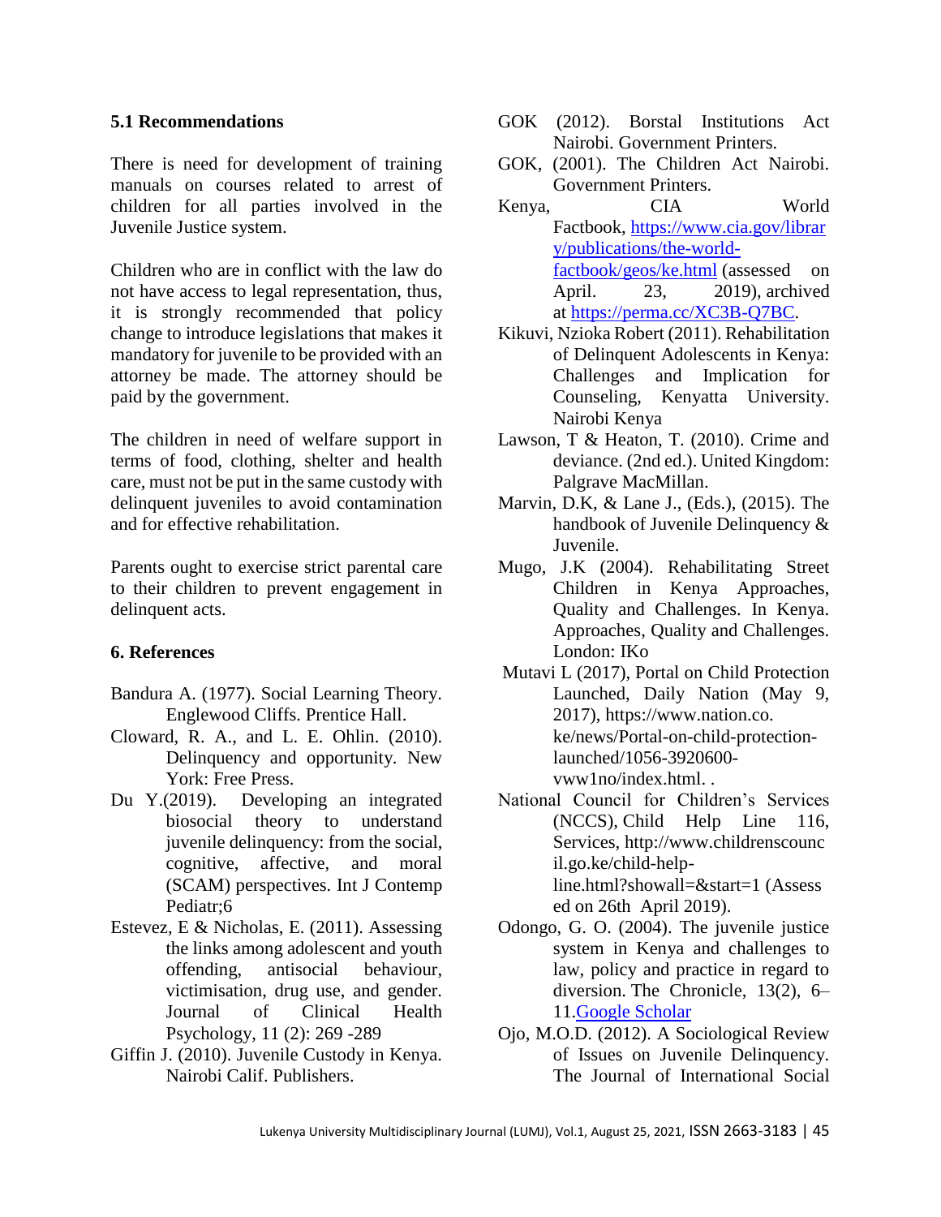### 5.1 Recommendations

There is need for development of training manuals on courses related to arrest of children for all parties involved in the Juvenile Justice system.

Children who are in conflict with the law do not have access to legal representation, thus, it is strongly recommended that policy change to introduce legislations that makes it mandatory for juvenile to be provided with an attorney be made. The attorney should be paid by the government.

The children in need of welfare support in terms of food, clothing, shelter and health care, must not be put in the same custody with delinquent juveniles to avoid contamination and for effective rehabilitation.

Parents ought to exercise strict parental care to their children to prevent engagement in delinquent acts.

## 6. References

Bandura A. (1977). Social Learning Theory. Englewood Cliffs. Prentice Hall.

Cloward, R. A., and L. E. Ohlin. (2010). Delinquency and opportunity. New York: Free Press.

Du Y.(2019). Developing an integrated biosocial theory to understand juvenile delinquency: from the social, cognitive, affective, and moral (SCAM) perspectives. Int J Contemp Pediatr;6

Estevez, E & Nicholas, E. (2011). Assessing the links among adolescent and youth offending, antisocial behaviour, victimisation, drug use, and gender. Journal of Clinical Health Psychology, 11 (2): 269 -289

Giffin J. (2010). Juvenile Custody in Kenya. Nairobi Calif. Publishers.

GOK (2012). Borstal Institutions Act Nairobi. Government Printers.

GOK, (2001). The Children Act Nairobi. Government Printers.

Kenya, CIA World Factbook, https://www.cia.gov/library/publications/the-world-factbook/geos/ke.html (assessed on April. 23, 2019), archived at https://perma.cc/XC3B-Q7BC.

Kikuvi, Nzioka Robert (2011). Rehabilitation of Delinquent Adolescents in Kenya: Challenges and Implication for Counseling, Kenyatta University. Nairobi Kenya

Lawson, T & Heaton, T. (2010). Crime and deviance. (2nd ed.). United Kingdom: Palgrave MacMillan.

Marvin, D.K, & Lane J., (Eds.), (2015). The handbook of Juvenile Delinquency & Juvenile.

Mugo, J.K (2004). Rehabilitating Street Children in Kenya Approaches, Quality and Challenges. In Kenya. Approaches, Quality and Challenges. London: IKo

Mutavi L (2017), Portal on Child Protection Launched, Daily Nation (May 9, 2017), https://www.nation.co.ke/news/Portal-on-child-protection-launched/1056-3920600-vww1no/index.html. .

National Council for Children's Services (NCCS), Child Help Line 116, Services, http://www.childrenscouncil.go.ke/child-help-line.html?showall=&start=1 (Assessed on 26th April 2019).

Odongo, G. O. (2004). The juvenile justice system in Kenya and challenges to law, policy and practice in regard to diversion. The Chronicle, 13(2), 6–11.Google Scholar

Ojo, M.O.D. (2012). A Sociological Review of Issues on Juvenile Delinquency. The Journal of International Social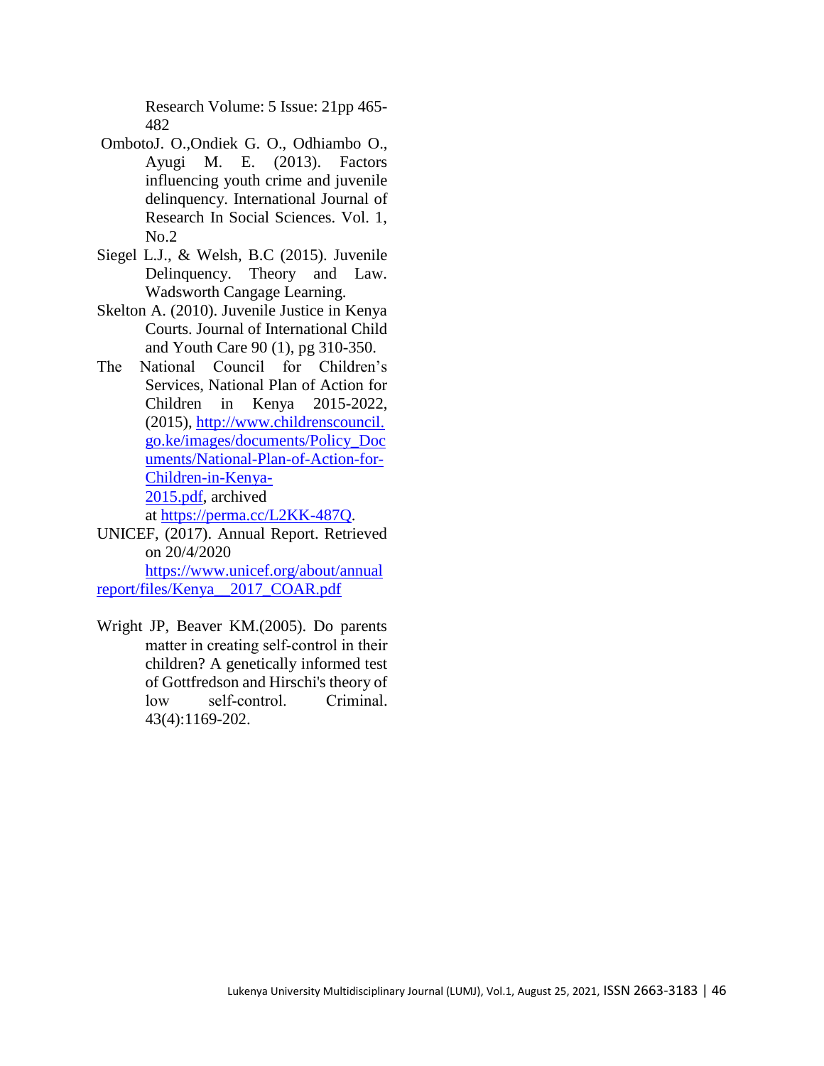Research Volume: 5 Issue: 21pp 465-482

OmbotoJ. O.,Ondiek G. O., Odhiambo O., Ayugi M. E. (2013). Factors influencing youth crime and juvenile delinquency. International Journal of Research In Social Sciences. Vol. 1, No.2

Siegel L.J., & Welsh, B.C (2015). Juvenile Delinquency. Theory and Law. Wadsworth Cangage Learning.

Skelton A. (2010). Juvenile Justice in Kenya Courts. Journal of International Child and Youth Care 90 (1), pg 310-350.

The National Council for Children's Services, National Plan of Action for Children in Kenya 2015-2022, (2015), http://www.childrenscouncil.go.ke/images/documents/Policy_Documents/National-Plan-of-Action-for-Children-in-Kenya-2015.pdf, archived at https://perma.cc/L2KK-487Q.

UNICEF, (2017). Annual Report. Retrieved on 20/4/2020 https://www.unicef.org/about/annualreport/files/Kenya__2017_COAR.pdf

Wright JP, Beaver KM.(2005). Do parents matter in creating self-control in their children? A genetically informed test of Gottfredson and Hirschi's theory of low self-control. Criminal. 43(4):1169-202.